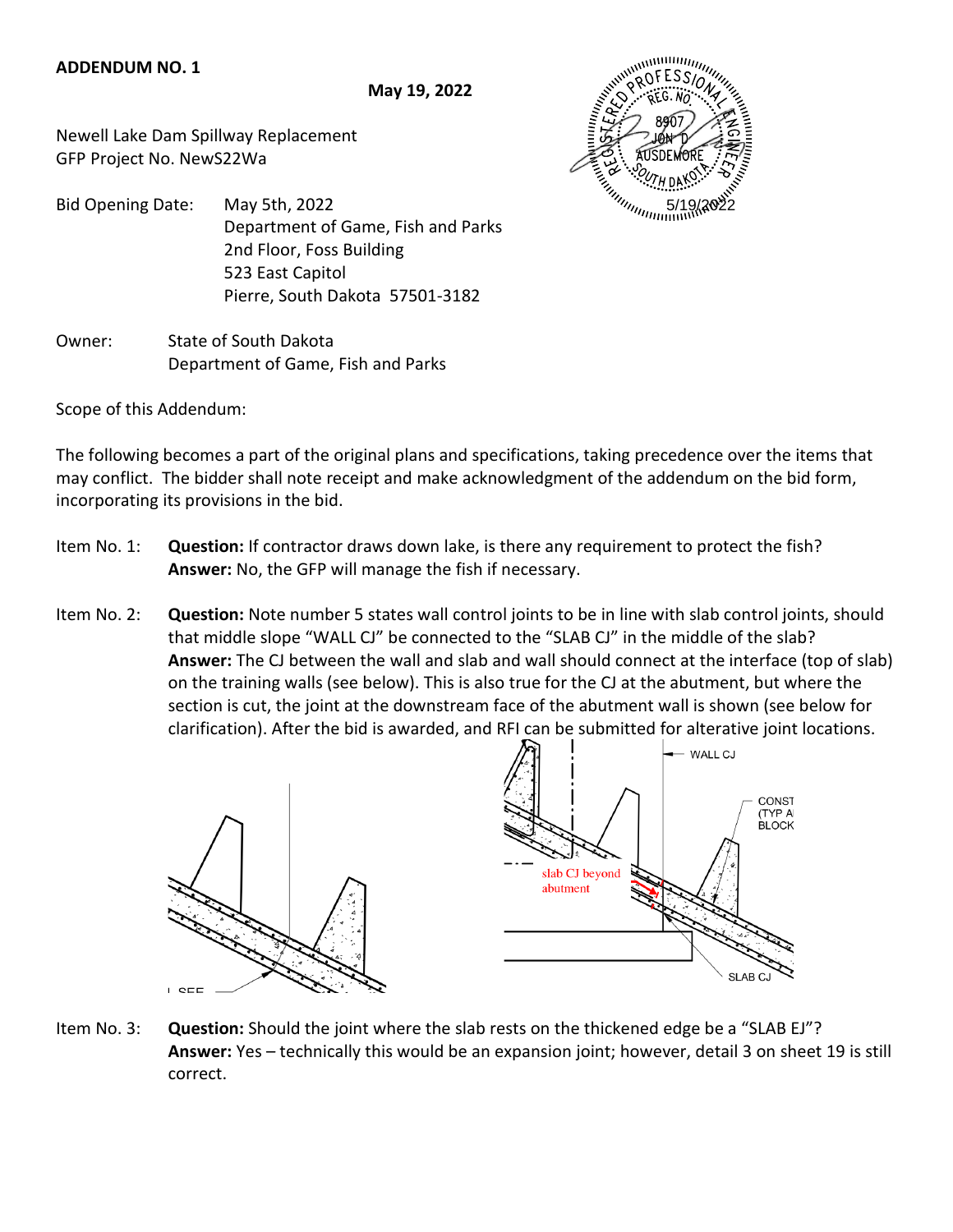**ADDENDUM NO. 1**

**May 19, 2022**

Newell Lake Dam Spillway Replacement
GFP Project No. NewS22Wa

Bid Opening Date: May 5th, 2022
Department of Game, Fish and Parks
2nd Floor, Foss Building
523 East Capitol
Pierre, South Dakota 57501-3182

Owner: State of South Dakota
Department of Game, Fish and Parks

Scope of this Addendum:

The following becomes a part of the original plans and specifications, taking precedence over the items that may conflict. The bidder shall note receipt and make acknowledgment of the addendum on the bid form, incorporating its provisions in the bid.

Item No. 1: **Question:** If contractor draws down lake, is there any requirement to protect the fish?
**Answer:** No, the GFP will manage the fish if necessary.

Item No. 2: **Question:** Note number 5 states wall control joints to be in line with slab control joints, should that middle slope "WALL CJ" be connected to the "SLAB CJ" in the middle of the slab?
**Answer:** The CJ between the wall and slab and wall should connect at the interface (top of slab) on the training walls (see below). This is also true for the CJ at the abutment, but where the section is cut, the joint at the downstream face of the abutment wall is shown (see below for clarification). After the bid is awarded, and RFI can be submitted for alterative joint locations.

Item No. 3: **Question:** Should the joint where the slab rests on the thickened edge be a "SLAB EJ"?
**Answer:** Yes – technically this would be an expansion joint; however, detail 3 on sheet 19 is still correct.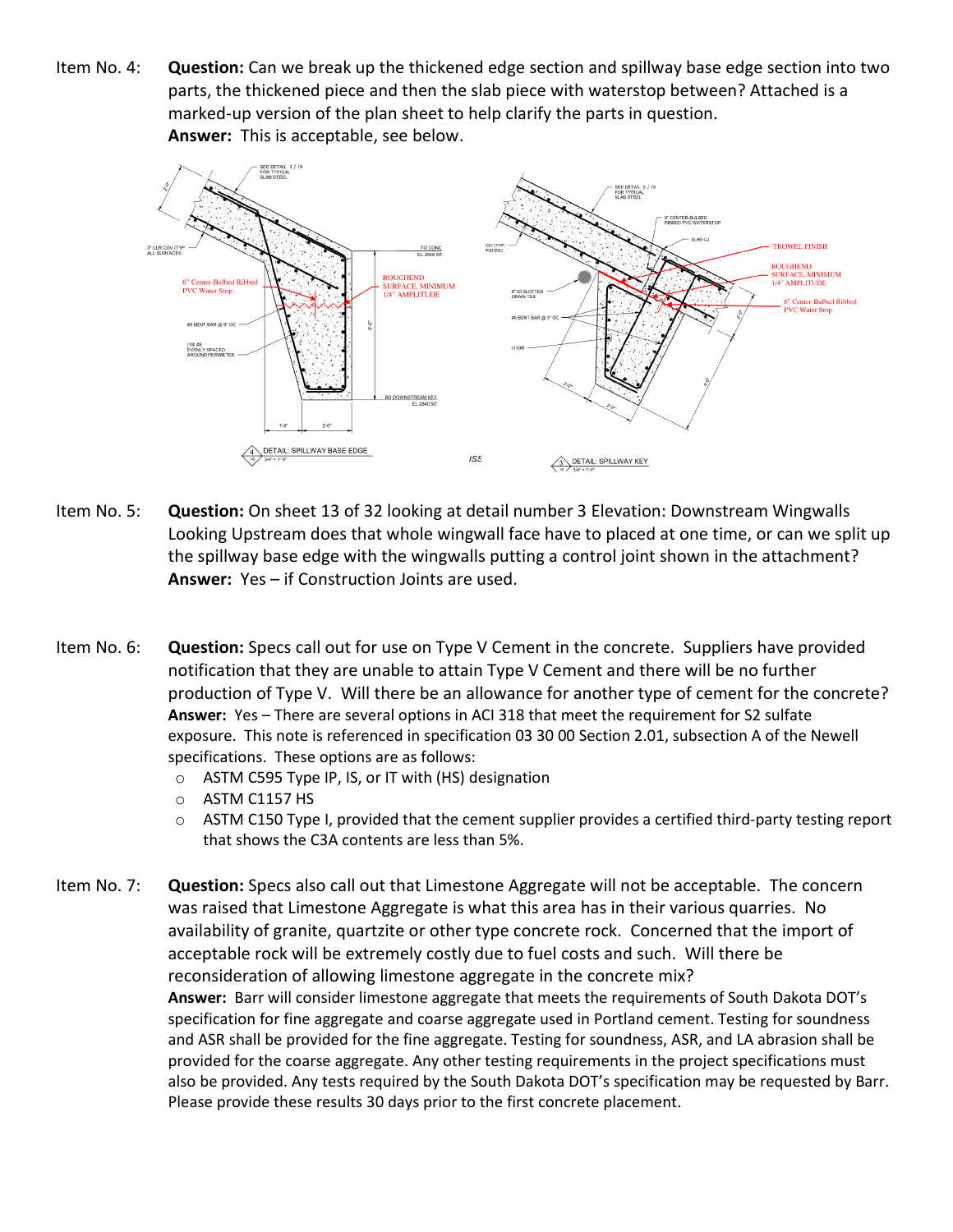Item No. 4: **Question:** Can we break up the thickened edge section and spillway base edge section into two parts, the thickened piece and then the slab piece with waterstop between? Attached is a marked-up version of the plan sheet to help clarify the parts in question.
**Answer:** This is acceptable, see below.

Item No. 5: **Question:** On sheet 13 of 32 looking at detail number 3 Elevation: Downstream Wingwalls Looking Upstream does that whole wingwall face have to placed at one time, or can we split up the spillway base edge with the wingwalls putting a control joint shown in the attachment?
**Answer:** Yes – if Construction Joints are used.

Item No. 6: **Question:** Specs call out for use on Type V Cement in the concrete. Suppliers have provided notification that they are unable to attain Type V Cement and there will be no further production of Type V. Will there be an allowance for another type of cement for the concrete?
**Answer:** Yes – There are several options in ACI 318 that meet the requirement for S2 sulfate exposure. This note is referenced in specification 03 30 00 Section 2.01, subsection A of the Newell specifications. These options are as follows:

- ASTM C595 Type IP, IS, or IT with (HS) designation
- ASTM C1157 HS
- ASTM C150 Type I, provided that the cement supplier provides a certified third-party testing report that shows the C3A contents are less than 5%.

Item No. 7: **Question:** Specs also call out that Limestone Aggregate will not be acceptable. The concern was raised that Limestone Aggregate is what this area has in their various quarries. No availability of granite, quartzite or other type concrete rock. Concerned that the import of acceptable rock will be extremely costly due to fuel costs and such. Will there be reconsideration of allowing limestone aggregate in the concrete mix?
**Answer:** Barr will consider limestone aggregate that meets the requirements of South Dakota DOT's specification for fine aggregate and coarse aggregate used in Portland cement. Testing for soundness and ASR shall be provided for the fine aggregate. Testing for soundness, ASR, and LA abrasion shall be provided for the coarse aggregate. Any other testing requirements in the project specifications must also be provided. Any tests required by the South Dakota DOT's specification may be requested by Barr. Please provide these results 30 days prior to the first concrete placement.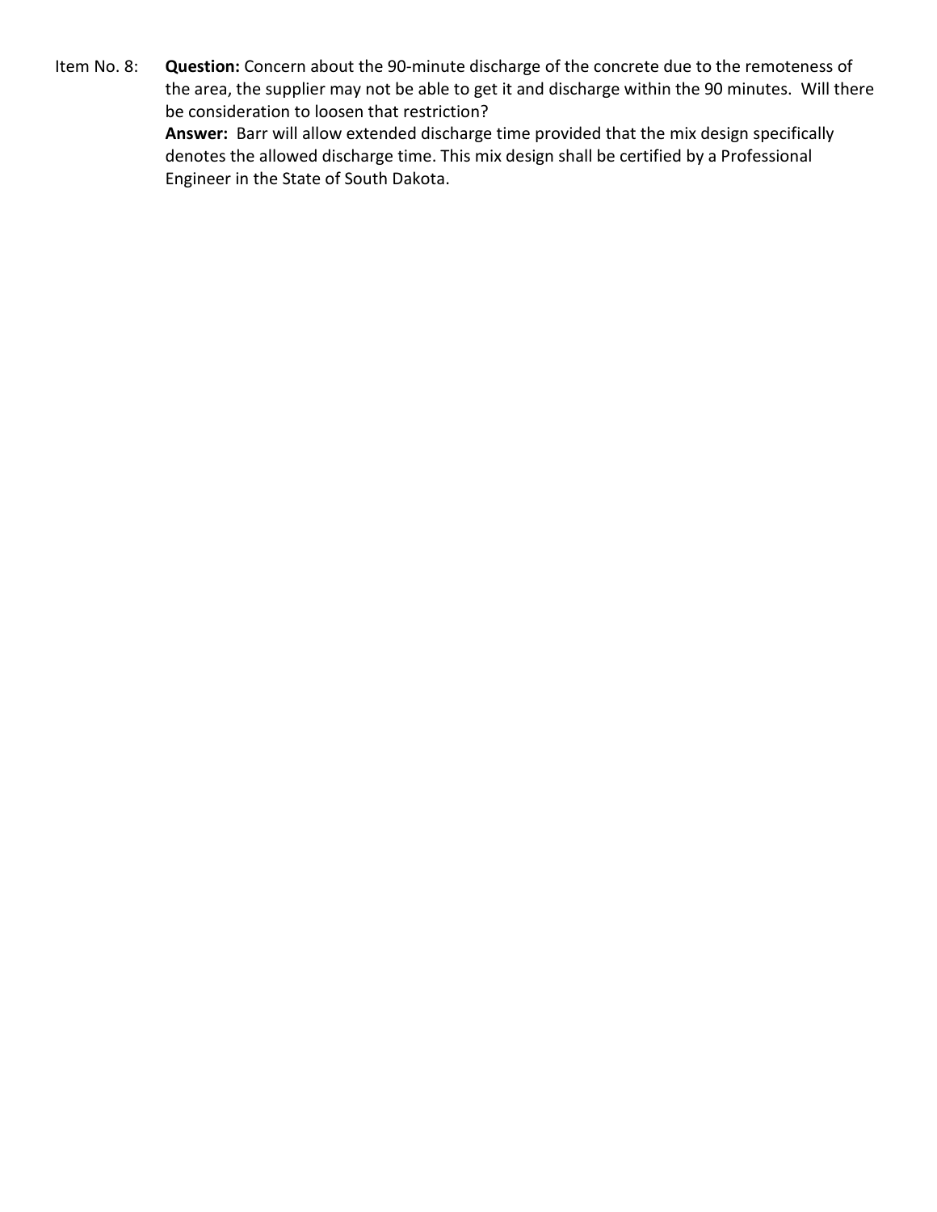Item No. 8: **Question:** Concern about the 90-minute discharge of the concrete due to the remoteness of the area, the supplier may not be able to get it and discharge within the 90 minutes. Will there be consideration to loosen that restriction?

**Answer:** Barr will allow extended discharge time provided that the mix design specifically denotes the allowed discharge time. This mix design shall be certified by a Professional Engineer in the State of South Dakota.